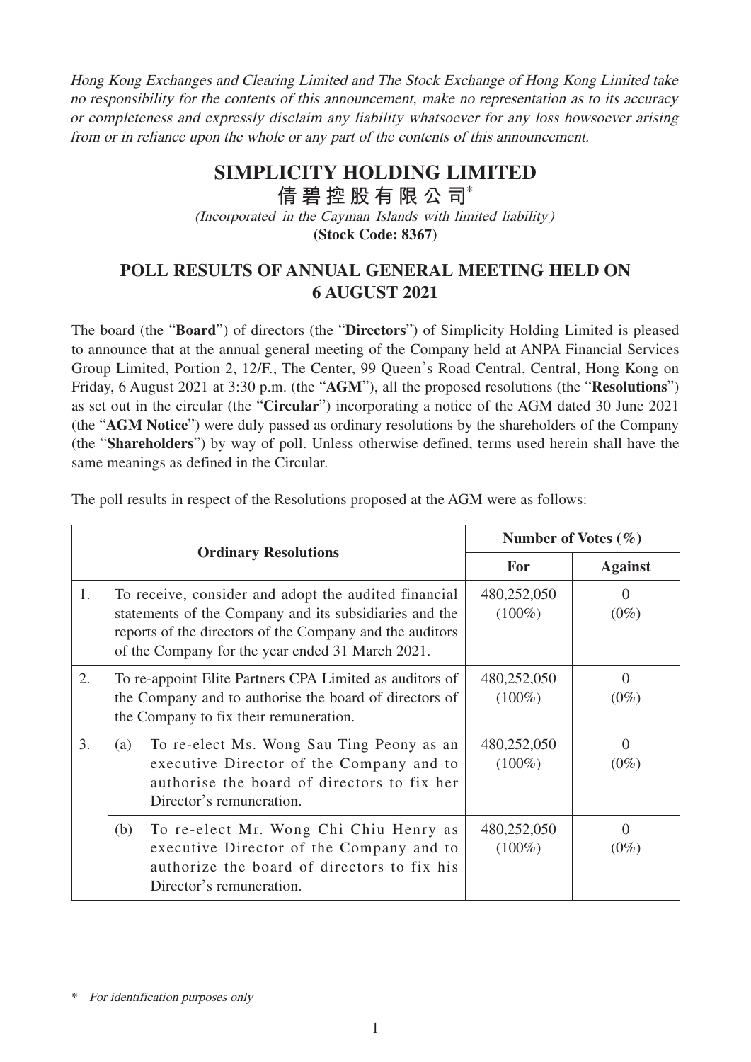*Hong Kong Exchanges and Clearing Limited and The Stock Exchange of Hong Kong Limited take no responsibility for the contents of this announcement, make no representation as to its accuracy or completeness and expressly disclaim any liability whatsoever for any loss howsoever arising from or in reliance upon the whole or any part of the contents of this announcement.*

# SIMPLICITY HOLDING LIMITED

# 倩碧控股有限公司*

*(Incorporated in the Cayman Islands with limited liability)*

**(Stock Code: 8367)**

## POLL RESULTS OF ANNUAL GENERAL MEETING HELD ON 6 AUGUST 2021

The board (the "**Board**") of directors (the "**Directors**") of Simplicity Holding Limited is pleased to announce that at the annual general meeting of the Company held at ANPA Financial Services Group Limited, Portion 2, 12/F., The Center, 99 Queen's Road Central, Central, Hong Kong on Friday, 6 August 2021 at 3:30 p.m. (the "**AGM**"), all the proposed resolutions (the "**Resolutions**") as set out in the circular (the "**Circular**") incorporating a notice of the AGM dated 30 June 2021 (the "**AGM Notice**") were duly passed as ordinary resolutions by the shareholders of the Company (the "**Shareholders**") by way of poll. Unless otherwise defined, terms used herein shall have the same meanings as defined in the Circular.

The poll results in respect of the Resolutions proposed at the AGM were as follows:

| **Ordinary Resolutions** | | | **Number of Votes (%)** | |
|---|---|---|---|---|
| | | | **For** | **Against** |
| 1. | To receive, consider and adopt the audited financial statements of the Company and its subsidiaries and the reports of the directors of the Company and the auditors of the Company for the year ended 31 March 2021. | | 480,252,050 (100%) | 0 (0%) |
| 2. | To re-appoint Elite Partners CPA Limited as auditors of the Company and to authorise the board of directors of the Company to fix their remuneration. | | 480,252,050 (100%) | 0 (0%) |
| 3. | (a) | To re-elect Ms. Wong Sau Ting Peony as an executive Director of the Company and to authorise the board of directors to fix her Director's remuneration. | 480,252,050 (100%) | 0 (0%) |
| | (b) | To re-elect Mr. Wong Chi Chiu Henry as executive Director of the Company and to authorize the board of directors to fix his Director's remuneration. | 480,252,050 (100%) | 0 (0%) |

\* *For identification purposes only*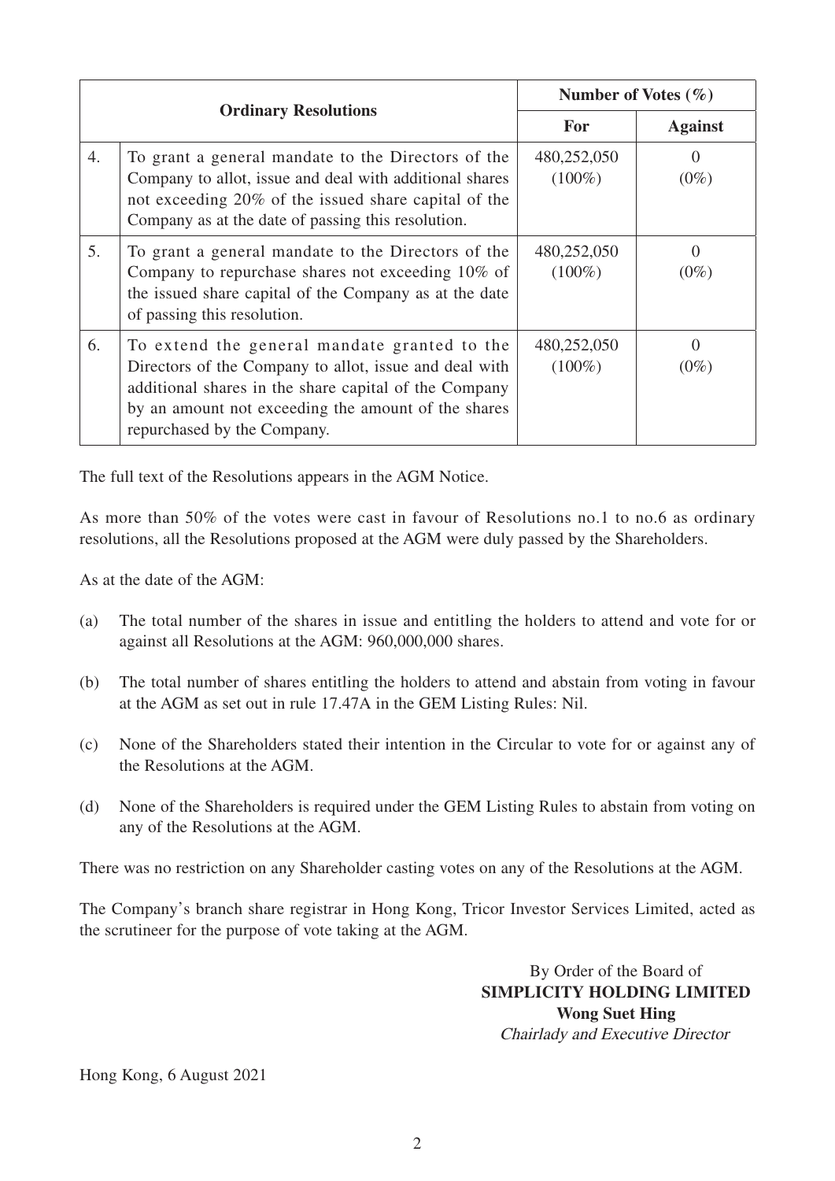| Ordinary Resolutions | | Number of Votes (%) | |
|---|---|---|---|
| | | **For** | **Against** |
| 4. | To grant a general mandate to the Directors of the Company to allot, issue and deal with additional shares not exceeding 20% of the issued share capital of the Company as at the date of passing this resolution. | 480,252,050 (100%) | 0 (0%) |
| 5. | To grant a general mandate to the Directors of the Company to repurchase shares not exceeding 10% of the issued share capital of the Company as at the date of passing this resolution. | 480,252,050 (100%) | 0 (0%) |
| 6. | To extend the general mandate granted to the Directors of the Company to allot, issue and deal with additional shares in the share capital of the Company by an amount not exceeding the amount of the shares repurchased by the Company. | 480,252,050 (100%) | 0 (0%) |

The full text of the Resolutions appears in the AGM Notice.

As more than 50% of the votes were cast in favour of Resolutions no.1 to no.6 as ordinary resolutions, all the Resolutions proposed at the AGM were duly passed by the Shareholders.

As at the date of the AGM:

(a) The total number of the shares in issue and entitling the holders to attend and vote for or against all Resolutions at the AGM: 960,000,000 shares.

(b) The total number of shares entitling the holders to attend and abstain from voting in favour at the AGM as set out in rule 17.47A in the GEM Listing Rules: Nil.

(c) None of the Shareholders stated their intention in the Circular to vote for or against any of the Resolutions at the AGM.

(d) None of the Shareholders is required under the GEM Listing Rules to abstain from voting on any of the Resolutions at the AGM.

There was no restriction on any Shareholder casting votes on any of the Resolutions at the AGM.

The Company's branch share registrar in Hong Kong, Tricor Investor Services Limited, acted as the scrutineer for the purpose of vote taking at the AGM.

By Order of the Board of
**SIMPLICITY HOLDING LIMITED**
**Wong Suet Hing**
*Chairlady and Executive Director*

Hong Kong, 6 August 2021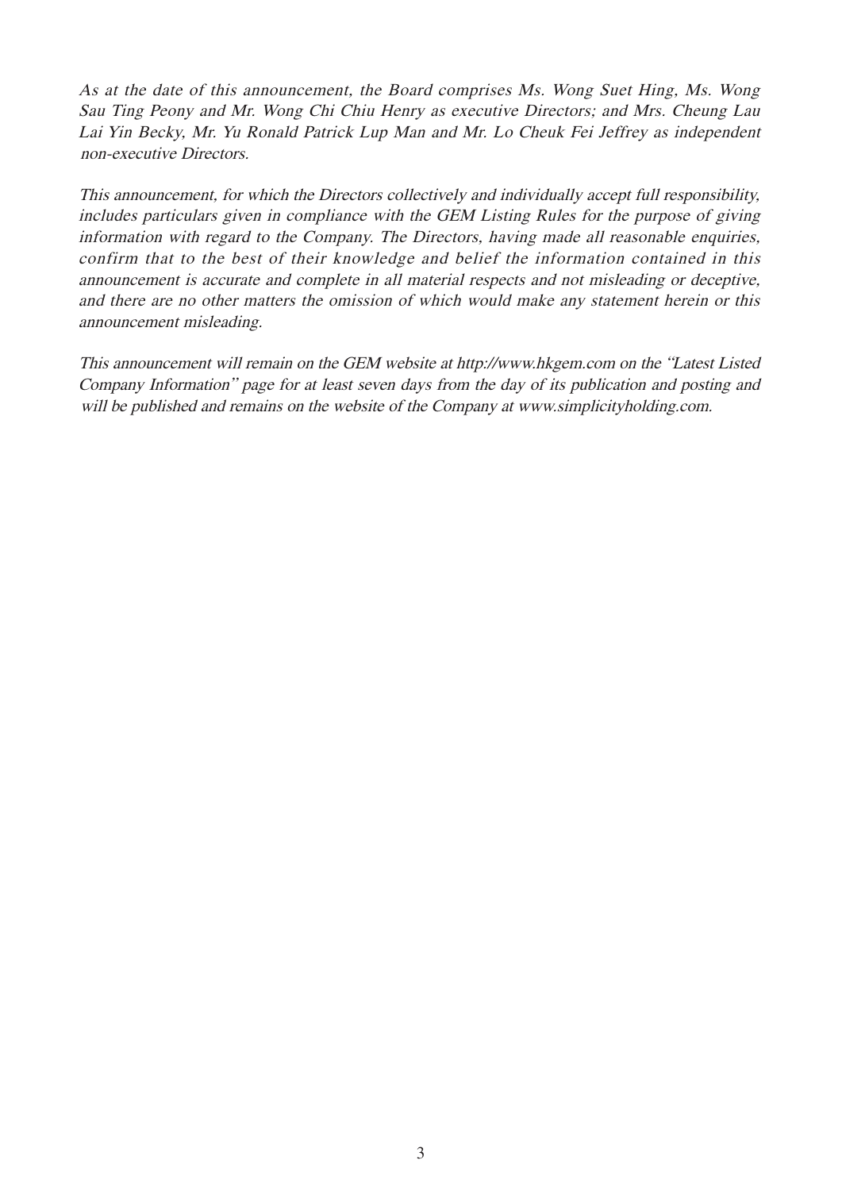*As at the date of this announcement, the Board comprises Ms. Wong Suet Hing, Ms. Wong Sau Ting Peony and Mr. Wong Chi Chiu Henry as executive Directors; and Mrs. Cheung Lau Lai Yin Becky, Mr. Yu Ronald Patrick Lup Man and Mr. Lo Cheuk Fei Jeffrey as independent non-executive Directors.*

*This announcement, for which the Directors collectively and individually accept full responsibility, includes particulars given in compliance with the GEM Listing Rules for the purpose of giving information with regard to the Company. The Directors, having made all reasonable enquiries, confirm that to the best of their knowledge and belief the information contained in this announcement is accurate and complete in all material respects and not misleading or deceptive, and there are no other matters the omission of which would make any statement herein or this announcement misleading.*

*This announcement will remain on the GEM website at http://www.hkgem.com on the "Latest Listed Company Information" page for at least seven days from the day of its publication and posting and will be published and remains on the website of the Company at www.simplicityholding.com.*